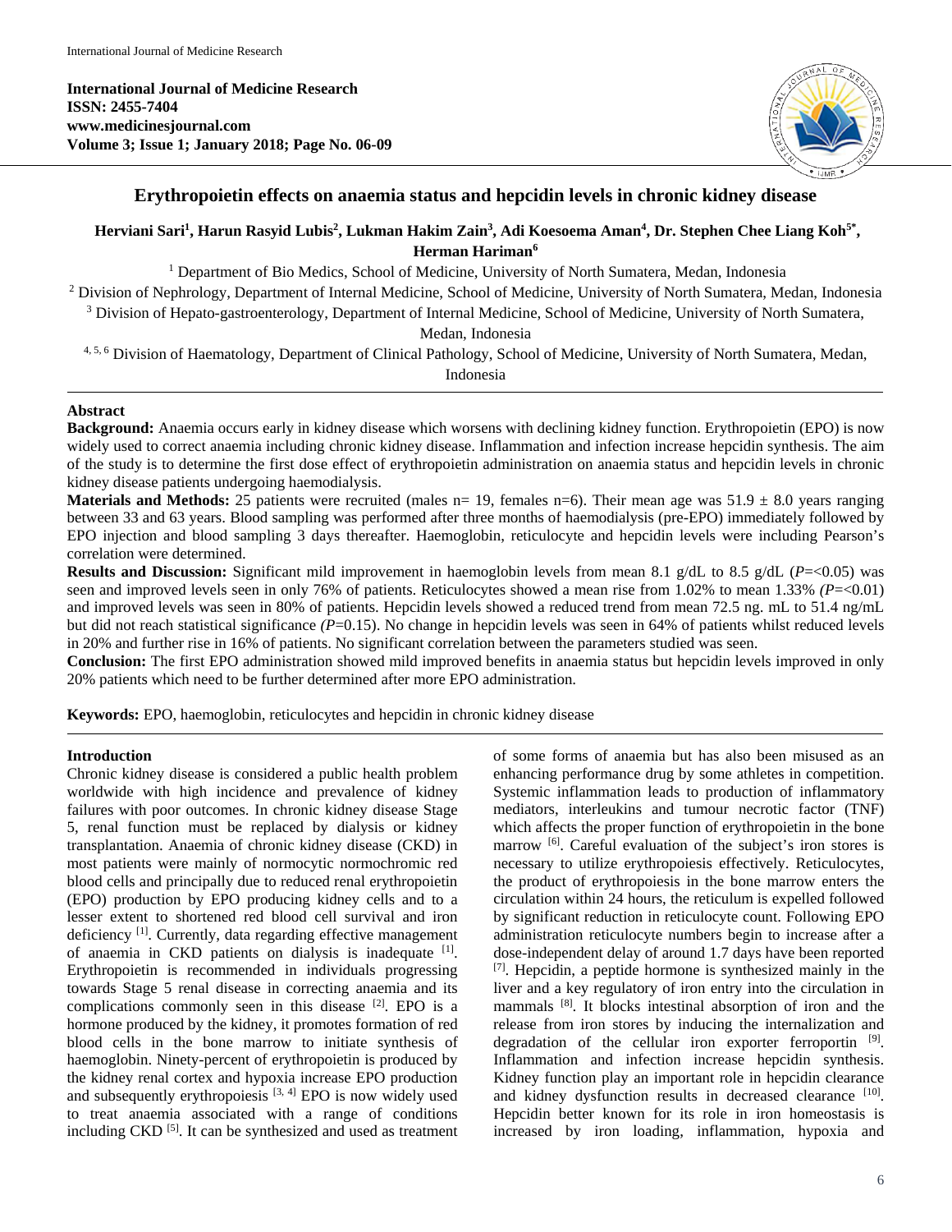**International Journal of Medicine Research**
**ISSN: 2455-7404**
**www.medicinesjournal.com**
**Volume 3; Issue 1; January 2018; Page No. 06-09**

# Erythropoietin effects on anaemia status and hepcidin levels in chronic kidney disease

**Herviani Sari[1], Harun Rasyid Lubis[2], Lukman Hakim Zain[3], Adi Koesoema Aman[4], Dr. Stephen Chee Liang Koh[5*], Herman Hariman[6]**

[1] Department of Bio Medics, School of Medicine, University of North Sumatera, Medan, Indonesia
[2] Division of Nephrology, Department of Internal Medicine, School of Medicine, University of North Sumatera, Medan, Indonesia
[3] Division of Hepato-gastroenterology, Department of Internal Medicine, School of Medicine, University of North Sumatera, Medan, Indonesia
[4, 5, 6] Division of Haematology, Department of Clinical Pathology, School of Medicine, University of North Sumatera, Medan, Indonesia

## Abstract

**Background:** Anaemia occurs early in kidney disease which worsens with declining kidney function. Erythropoietin (EPO) is now widely used to correct anaemia including chronic kidney disease. Inflammation and infection increase hepcidin synthesis. The aim of the study is to determine the first dose effect of erythropoietin administration on anaemia status and hepcidin levels in chronic kidney disease patients undergoing haemodialysis.

**Materials and Methods:** 25 patients were recruited (males n= 19, females n=6). Their mean age was 51.9 ± 8.0 years ranging between 33 and 63 years. Blood sampling was performed after three months of haemodialysis (pre-EPO) immediately followed by EPO injection and blood sampling 3 days thereafter. Haemoglobin, reticulocyte and hepcidin levels were including Pearson's correlation were determined.

**Results and Discussion:** Significant mild improvement in haemoglobin levels from mean 8.1 g/dL to 8.5 g/dL (*P*=<0.05) was seen and improved levels seen in only 76% of patients. Reticulocytes showed a mean rise from 1.02% to mean 1.33% *(P*=<0.01) and improved levels was seen in 80% of patients. Hepcidin levels showed a reduced trend from mean 72.5 ng. mL to 51.4 ng/mL but did not reach statistical significance *(P*=0.15). No change in hepcidin levels was seen in 64% of patients whilst reduced levels in 20% and further rise in 16% of patients. No significant correlation between the parameters studied was seen.

**Conclusion:** The first EPO administration showed mild improved benefits in anaemia status but hepcidin levels improved in only 20% patients which need to be further determined after more EPO administration.

**Keywords:** EPO, haemoglobin, reticulocytes and hepcidin in chronic kidney disease

## Introduction

Chronic kidney disease is considered a public health problem worldwide with high incidence and prevalence of kidney failures with poor outcomes. In chronic kidney disease Stage 5, renal function must be replaced by dialysis or kidney transplantation. Anaemia of chronic kidney disease (CKD) in most patients were mainly of normocytic normochromic red blood cells and principally due to reduced renal erythropoietin (EPO) production by EPO producing kidney cells and to a lesser extent to shortened red blood cell survival and iron deficiency [1]. Currently, data regarding effective management of anaemia in CKD patients on dialysis is inadequate [1]. Erythropoietin is recommended in individuals progressing towards Stage 5 renal disease in correcting anaemia and its complications commonly seen in this disease [2]. EPO is a hormone produced by the kidney, it promotes formation of red blood cells in the bone marrow to initiate synthesis of haemoglobin. Ninety-percent of erythropoietin is produced by the kidney renal cortex and hypoxia increase EPO production and subsequently erythropoiesis [3, 4] EPO is now widely used to treat anaemia associated with a range of conditions including CKD [5]. It can be synthesized and used as treatment of some forms of anaemia but has also been misused as an enhancing performance drug by some athletes in competition. Systemic inflammation leads to production of inflammatory mediators, interleukins and tumour necrotic factor (TNF) which affects the proper function of erythropoietin in the bone marrow [6]. Careful evaluation of the subject's iron stores is necessary to utilize erythropoiesis effectively. Reticulocytes, the product of erythropoiesis in the bone marrow enters the circulation within 24 hours, the reticulum is expelled followed by significant reduction in reticulocyte count. Following EPO administration reticulocyte numbers begin to increase after a dose-independent delay of around 1.7 days have been reported [7]. Hepcidin, a peptide hormone is synthesized mainly in the liver and a key regulatory of iron entry into the circulation in mammals [8]. It blocks intestinal absorption of iron and the release from iron stores by inducing the internalization and degradation of the cellular iron exporter ferroportin [9]. Inflammation and infection increase hepcidin synthesis. Kidney function play an important role in hepcidin clearance and kidney dysfunction results in decreased clearance [10]. Hepcidin better known for its role in iron homeostasis is increased by iron loading, inflammation, hypoxia and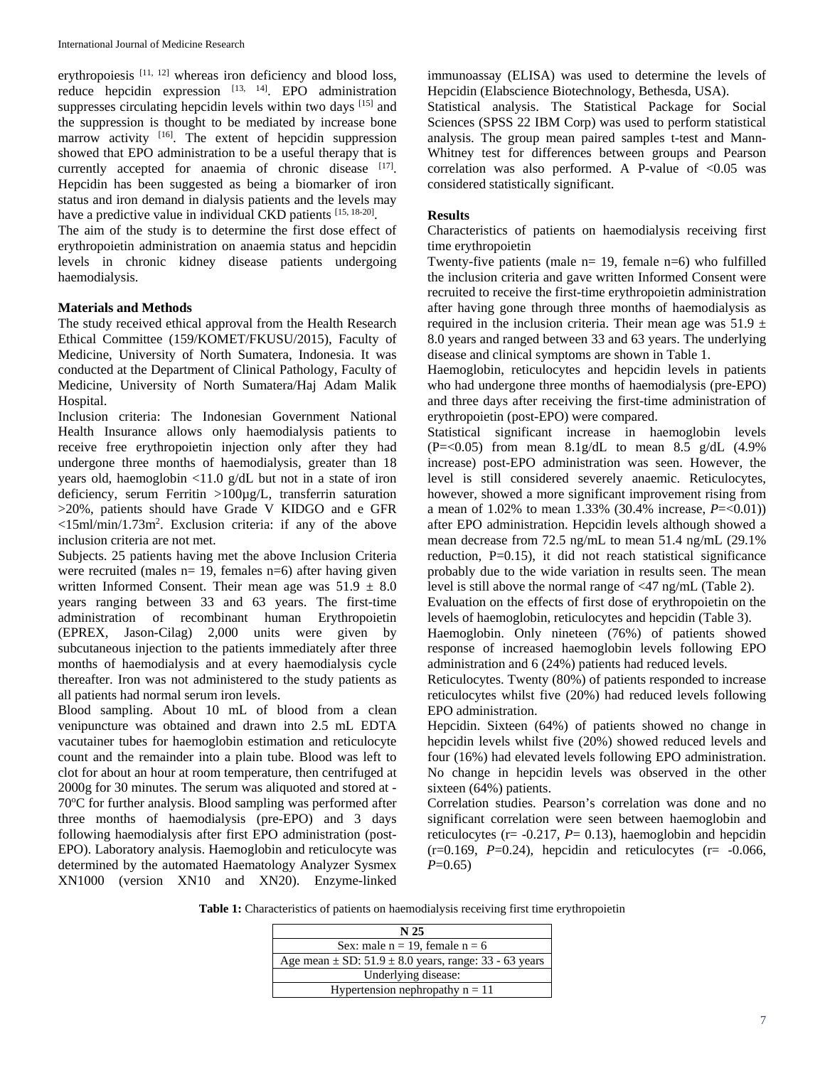erythropoiesis [11, 12] whereas iron deficiency and blood loss, reduce hepcidin expression [13, 14]. EPO administration suppresses circulating hepcidin levels within two days [15] and the suppression is thought to be mediated by increase bone marrow activity [16]. The extent of hepcidin suppression showed that EPO administration to be a useful therapy that is currently accepted for anaemia of chronic disease [17]. Hepcidin has been suggested as being a biomarker of iron status and iron demand in dialysis patients and the levels may have a predictive value in individual CKD patients [15, 18-20].

The aim of the study is to determine the first dose effect of erythropoietin administration on anaemia status and hepcidin levels in chronic kidney disease patients undergoing haemodialysis.

**Materials and Methods**

The study received ethical approval from the Health Research Ethical Committee (159/KOMET/FKUSU/2015), Faculty of Medicine, University of North Sumatera, Indonesia. It was conducted at the Department of Clinical Pathology, Faculty of Medicine, University of North Sumatera/Haj Adam Malik Hospital.

Inclusion criteria: The Indonesian Government National Health Insurance allows only haemodialysis patients to receive free erythropoietin injection only after they had undergone three months of haemodialysis, greater than 18 years old, haemoglobin <11.0 g/dL but not in a state of iron deficiency, serum Ferritin >100µg/L, transferrin saturation >20%, patients should have Grade V KIDGO and e GFR <15ml/min/1.73m$^2$. Exclusion criteria: if any of the above inclusion criteria are not met.

Subjects. 25 patients having met the above Inclusion Criteria were recruited (males n= 19, females n=6) after having given written Informed Consent. Their mean age was 51.9 ± 8.0 years ranging between 33 and 63 years. The first-time administration of recombinant human Erythropoietin (EPREX, Jason-Cilag) 2,000 units were given by subcutaneous injection to the patients immediately after three months of haemodialysis and at every haemodialysis cycle thereafter. Iron was not administered to the study patients as all patients had normal serum iron levels.

Blood sampling. About 10 mL of blood from a clean venipuncture was obtained and drawn into 2.5 mL EDTA vacutainer tubes for haemoglobin estimation and reticulocyte count and the remainder into a plain tube. Blood was left to clot for about an hour at room temperature, then centrifuged at 2000g for 30 minutes. The serum was aliquoted and stored at -70ºC for further analysis. Blood sampling was performed after three months of haemodialysis (pre-EPO) and 3 days following haemodialysis after first EPO administration (post-EPO). Laboratory analysis. Haemoglobin and reticulocyte was determined by the automated Haematology Analyzer Sysmex XN1000 (version XN10 and XN20). Enzyme-linked immunoassay (ELISA) was used to determine the levels of Hepcidin (Elabscience Biotechnology, Bethesda, USA).

Statistical analysis. The Statistical Package for Social Sciences (SPSS 22 IBM Corp) was used to perform statistical analysis. The group mean paired samples t-test and Mann-Whitney test for differences between groups and Pearson correlation was also performed. A P-value of <0.05 was considered statistically significant.

**Results**

Characteristics of patients on haemodialysis receiving first time erythropoietin

Twenty-five patients (male n= 19, female n=6) who fulfilled the inclusion criteria and gave written Informed Consent were recruited to receive the first-time erythropoietin administration after having gone through three months of haemodialysis as required in the inclusion criteria. Their mean age was 51.9 ± 8.0 years and ranged between 33 and 63 years. The underlying disease and clinical symptoms are shown in Table 1.

Haemoglobin, reticulocytes and hepcidin levels in patients who had undergone three months of haemodialysis (pre-EPO) and three days after receiving the first-time administration of erythropoietin (post-EPO) were compared.

Statistical significant increase in haemoglobin levels (P=<0.05) from mean 8.1g/dL to mean 8.5 g/dL (4.9% increase) post-EPO administration was seen. However, the level is still considered severely anaemic. Reticulocytes, however, showed a more significant improvement rising from a mean of 1.02% to mean 1.33% (30.4% increase, *P*=<0.01)) after EPO administration. Hepcidin levels although showed a mean decrease from 72.5 ng/mL to mean 51.4 ng/mL (29.1% reduction, P=0.15), it did not reach statistical significance probably due to the wide variation in results seen. The mean level is still above the normal range of <47 ng/mL (Table 2).

Evaluation on the effects of first dose of erythropoietin on the levels of haemoglobin, reticulocytes and hepcidin (Table 3).

Haemoglobin. Only nineteen (76%) of patients showed response of increased haemoglobin levels following EPO administration and 6 (24%) patients had reduced levels.

Reticulocytes. Twenty (80%) of patients responded to increase reticulocytes whilst five (20%) had reduced levels following EPO administration.

Hepcidin. Sixteen (64%) of patients showed no change in hepcidin levels whilst five (20%) showed reduced levels and four (16%) had elevated levels following EPO administration. No change in hepcidin levels was observed in the other sixteen (64%) patients.

Correlation studies. Pearson's correlation was done and no significant correlation were seen between haemoglobin and reticulocytes (r= -0.217, *P*= 0.13), haemoglobin and hepcidin (r=0.169, *P*=0.24), hepcidin and reticulocytes (r= -0.066, *P*=0.65)

**Table 1:** Characteristics of patients on haemodialysis receiving first time erythropoietin

| N 25 |
|---|
| Sex: male n = 19, female n = 6 |
| Age mean ± SD: 51.9 ± 8.0 years, range: 33 - 63 years |
| Underlying disease: |
| Hypertension nephropathy n = 11 |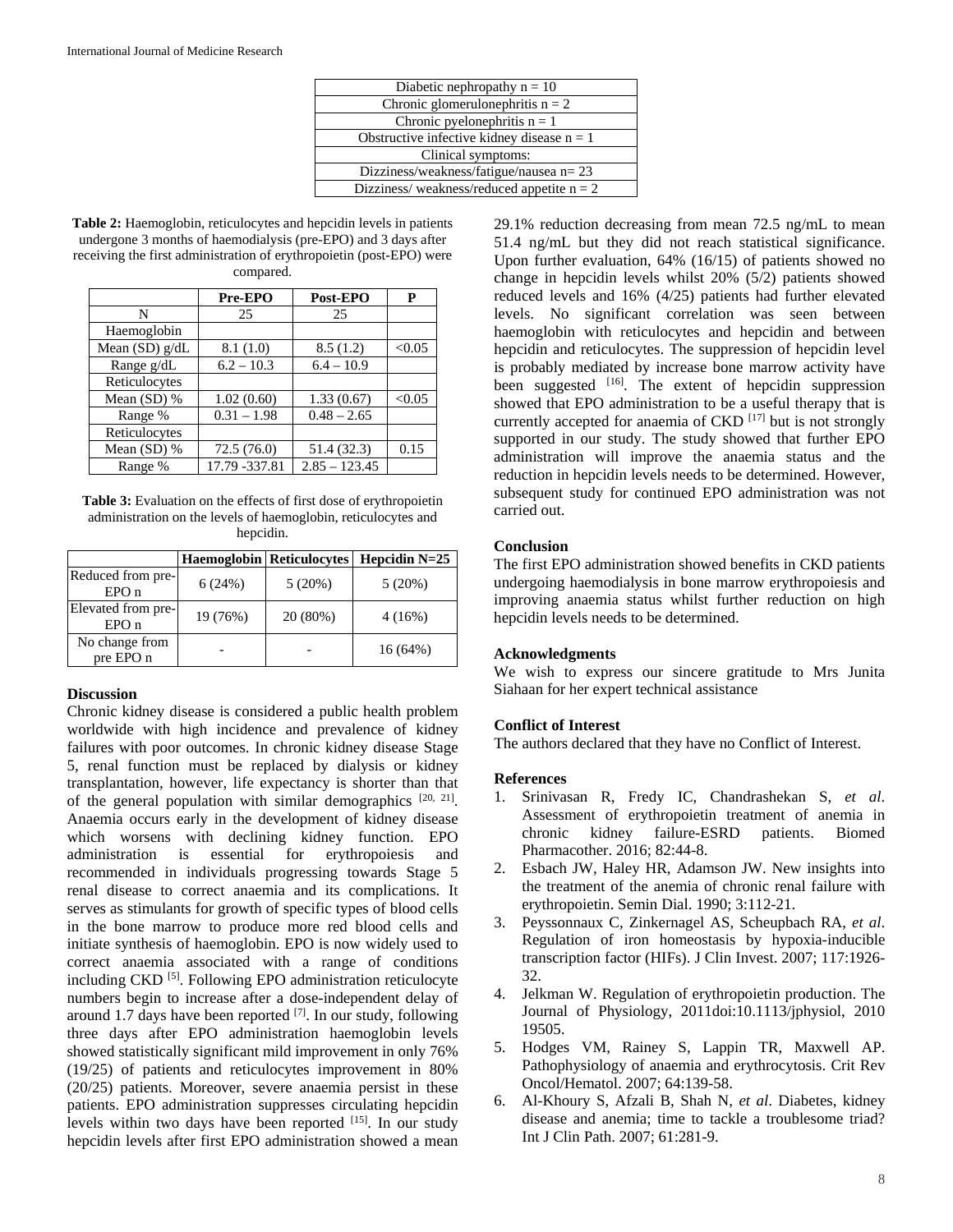| Diabetic nephropathy n = 10 |
|---|
| Chronic glomerulonephritis n = 2 |
| Chronic pyelonephritis n = 1 |
| Obstructive infective kidney disease n = 1 |
| Clinical symptoms: |
| Dizziness/weakness/fatigue/nausea n= 23 |
| Dizziness/ weakness/reduced appetite n = 2 |

**Table 2:** Haemoglobin, reticulocytes and hepcidin levels in patients undergone 3 months of haemodialysis (pre-EPO) and 3 days after receiving the first administration of erythropoietin (post-EPO) were compared.

| | Pre-EPO | Post-EPO | P |
|---|---|---|---|
| N | 25 | 25 | |
| Haemoglobin | | | |
| Mean (SD) g/dL | 8.1 (1.0) | 8.5 (1.2) | <0.05 |
| Range g/dL | 6.2 – 10.3 | 6.4 – 10.9 | |
| Reticulocytes | | | |
| Mean (SD) % | 1.02 (0.60) | 1.33 (0.67) | <0.05 |
| Range % | 0.31 – 1.98 | 0.48 – 2.65 | |
| Reticulocytes | | | |
| Mean (SD) % | 72.5 (76.0) | 51.4 (32.3) | 0.15 |
| Range % | 17.79 -337.81 | 2.85 – 123.45 | |

**Table 3:** Evaluation on the effects of first dose of erythropoietin administration on the levels of haemoglobin, reticulocytes and hepcidin.

| | Haemoglobin | Reticulocytes | Hepcidin N=25 |
|---|---|---|---|
| Reduced from pre-EPO n | 6 (24%) | 5 (20%) | 5 (20%) |
| Elevated from pre-EPO n | 19 (76%) | 20 (80%) | 4 (16%) |
| No change from pre EPO n | - | - | 16 (64%) |

## Discussion

Chronic kidney disease is considered a public health problem worldwide with high incidence and prevalence of kidney failures with poor outcomes. In chronic kidney disease Stage 5, renal function must be replaced by dialysis or kidney transplantation, however, life expectancy is shorter than that of the general population with similar demographics [20, 21]. Anaemia occurs early in the development of kidney disease which worsens with declining kidney function. EPO administration is essential for erythropoiesis and recommended in individuals progressing towards Stage 5 renal disease to correct anaemia and its complications. It serves as stimulants for growth of specific types of blood cells in the bone marrow to produce more red blood cells and initiate synthesis of haemoglobin. EPO is now widely used to correct anaemia associated with a range of conditions including CKD [5]. Following EPO administration reticulocyte numbers begin to increase after a dose-independent delay of around 1.7 days have been reported [7]. In our study, following three days after EPO administration haemoglobin levels showed statistically significant mild improvement in only 76% (19/25) of patients and reticulocytes improvement in 80% (20/25) patients. Moreover, severe anaemia persist in these patients. EPO administration suppresses circulating hepcidin levels within two days have been reported [15]. In our study hepcidin levels after first EPO administration showed a mean 29.1% reduction decreasing from mean 72.5 ng/mL to mean 51.4 ng/mL but they did not reach statistical significance. Upon further evaluation, 64% (16/15) of patients showed no change in hepcidin levels whilst 20% (5/2) patients showed reduced levels and 16% (4/25) patients had further elevated levels. No significant correlation was seen between haemoglobin with reticulocytes and hepcidin and between hepcidin and reticulocytes. The suppression of hepcidin level is probably mediated by increase bone marrow activity have been suggested [16]. The extent of hepcidin suppression showed that EPO administration to be a useful therapy that is currently accepted for anaemia of CKD [17] but is not strongly supported in our study. The study showed that further EPO administration will improve the anaemia status and the reduction in hepcidin levels needs to be determined. However, subsequent study for continued EPO administration was not carried out.

## Conclusion

The first EPO administration showed benefits in CKD patients undergoing haemodialysis in bone marrow erythropoiesis and improving anaemia status whilst further reduction on high hepcidin levels needs to be determined.

## Acknowledgments

We wish to express our sincere gratitude to Mrs Junita Siahaan for her expert technical assistance

## Conflict of Interest

The authors declared that they have no Conflict of Interest.

## References

1. Srinivasan R, Fredy IC, Chandrashekan S, *et al*. Assessment of erythropoietin treatment of anemia in chronic kidney failure-ESRD patients. Biomed Pharmacother. 2016; 82:44-8.
2. Esbach JW, Haley HR, Adamson JW. New insights into the treatment of the anemia of chronic renal failure with erythropoietin. Semin Dial. 1990; 3:112-21.
3. Peyssonnaux C, Zinkernagel AS, Scheupbach RA, *et al*. Regulation of iron homeostasis by hypoxia-inducible transcription factor (HIFs). J Clin Invest. 2007; 117:1926-32.
4. Jelkman W. Regulation of erythropoietin production. The Journal of Physiology, 2011doi:10.1113/jphysiol, 2010 19505.
5. Hodges VM, Rainey S, Lappin TR, Maxwell AP. Pathophysiology of anaemia and erythrocytosis. Crit Rev Oncol/Hematol. 2007; 64:139-58.
6. Al-Khoury S, Afzali B, Shah N, *et al*. Diabetes, kidney disease and anemia; time to tackle a troublesome triad? Int J Clin Path. 2007; 61:281-9.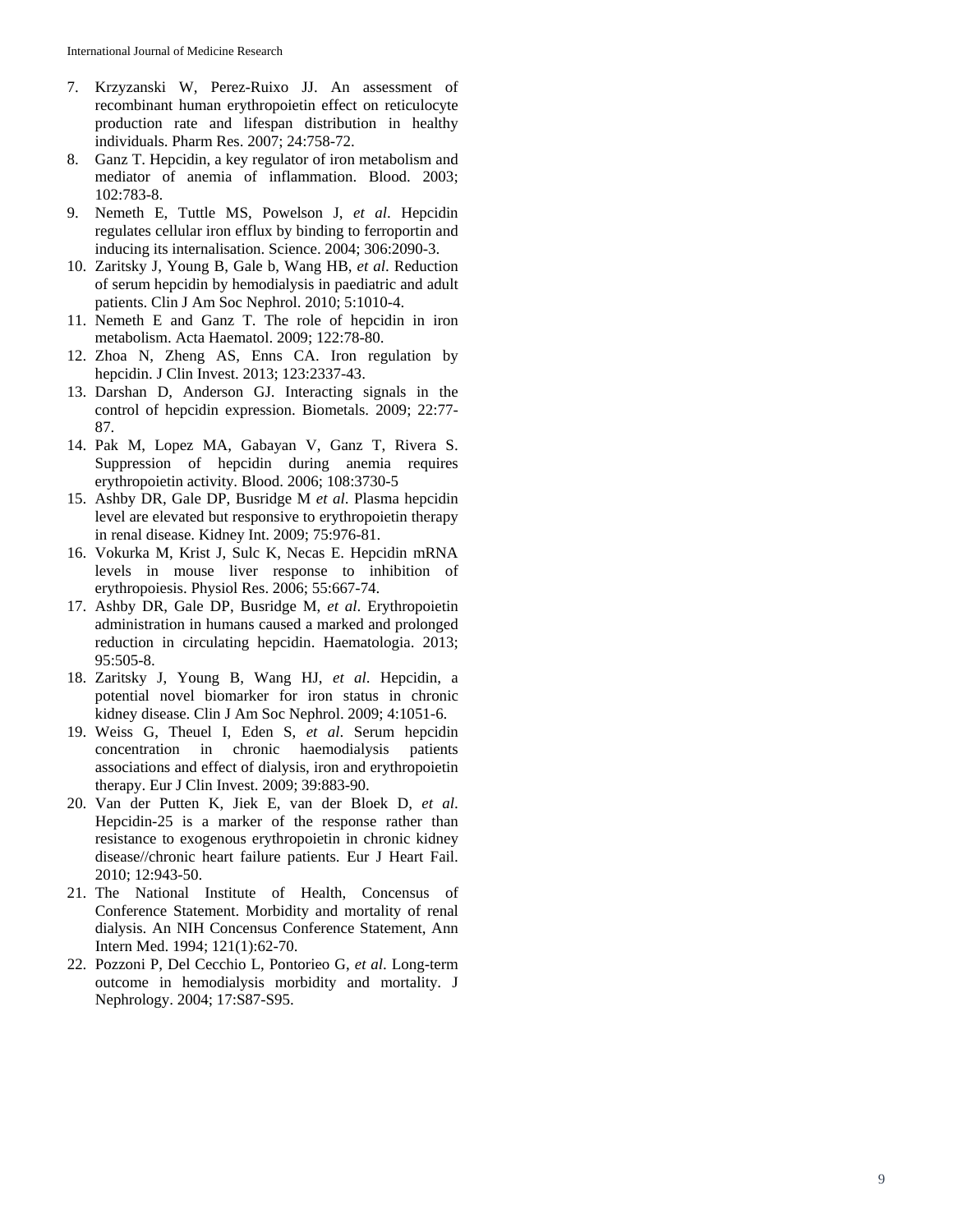7. Krzyzanski W, Perez-Ruixo JJ. An assessment of recombinant human erythropoietin effect on reticulocyte production rate and lifespan distribution in healthy individuals. Pharm Res. 2007; 24:758-72.
8. Ganz T. Hepcidin, a key regulator of iron metabolism and mediator of anemia of inflammation. Blood. 2003; 102:783-8.
9. Nemeth E, Tuttle MS, Powelson J, *et al*. Hepcidin regulates cellular iron efflux by binding to ferroportin and inducing its internalisation. Science. 2004; 306:2090-3.
10. Zaritsky J, Young B, Gale b, Wang HB, *et al*. Reduction of serum hepcidin by hemodialysis in paediatric and adult patients. Clin J Am Soc Nephrol. 2010; 5:1010-4.
11. Nemeth E and Ganz T. The role of hepcidin in iron metabolism. Acta Haematol. 2009; 122:78-80.
12. Zhoa N, Zheng AS, Enns CA. Iron regulation by hepcidin. J Clin Invest. 2013; 123:2337-43.
13. Darshan D, Anderson GJ. Interacting signals in the control of hepcidin expression. Biometals. 2009; 22:77-87.
14. Pak M, Lopez MA, Gabayan V, Ganz T, Rivera S. Suppression of hepcidin during anemia requires erythropoietin activity. Blood. 2006; 108:3730-5
15. Ashby DR, Gale DP, Busridge M *et al*. Plasma hepcidin level are elevated but responsive to erythropoietin therapy in renal disease. Kidney Int. 2009; 75:976-81.
16. Vokurka M, Krist J, Sulc K, Necas E. Hepcidin mRNA levels in mouse liver response to inhibition of erythropoiesis. Physiol Res. 2006; 55:667-74.
17. Ashby DR, Gale DP, Busridge M, *et al*. Erythropoietin administration in humans caused a marked and prolonged reduction in circulating hepcidin. Haematologia. 2013; 95:505-8.
18. Zaritsky J, Young B, Wang HJ, *et al*. Hepcidin, a potential novel biomarker for iron status in chronic kidney disease. Clin J Am Soc Nephrol. 2009; 4:1051-6.
19. Weiss G, Theuel I, Eden S, *et al*. Serum hepcidin concentration in chronic haemodialysis patients associations and effect of dialysis, iron and erythropoietin therapy. Eur J Clin Invest. 2009; 39:883-90.
20. Van der Putten K, Jiek E, van der Bloek D, *et al*. Hepcidin-25 is a marker of the response rather than resistance to exogenous erythropoietin in chronic kidney disease//chronic heart failure patients. Eur J Heart Fail. 2010; 12:943-50.
21. The National Institute of Health, Concensus of Conference Statement. Morbidity and mortality of renal dialysis. An NIH Concensus Conference Statement, Ann Intern Med. 1994; 121(1):62-70.
22. Pozzoni P, Del Cecchio L, Pontorieo G, *et al*. Long-term outcome in hemodialysis morbidity and mortality. J Nephrology. 2004; 17:S87-S95.